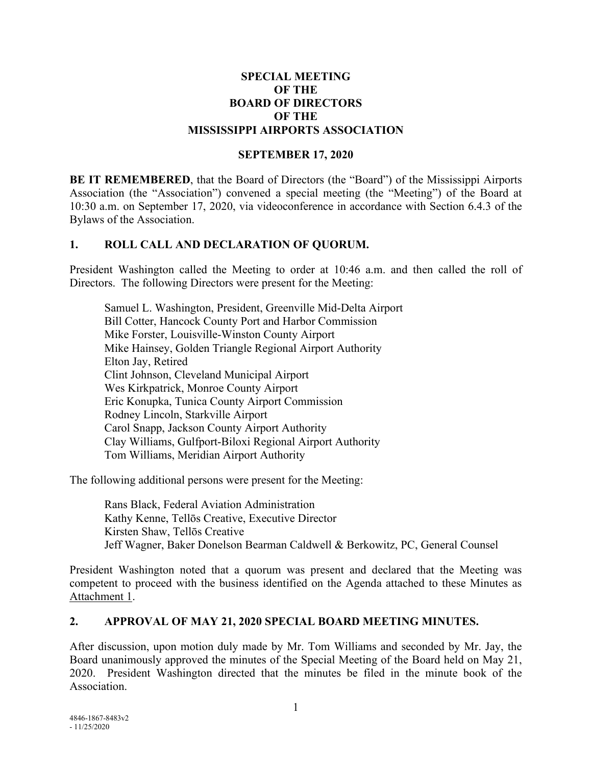# SPECIAL MEETING
# OF THE
# BOARD OF DIRECTORS
# OF THE
# MISSISSIPPI AIRPORTS ASSOCIATION

**SEPTEMBER 17, 2020**

**BE IT REMEMBERED**, that the Board of Directors (the "Board") of the Mississippi Airports Association (the "Association") convened a special meeting (the "Meeting") of the Board at 10:30 a.m. on September 17, 2020, via videoconference in accordance with Section 6.4.3 of the Bylaws of the Association.

## 1. ROLL CALL AND DECLARATION OF QUORUM.

President Washington called the Meeting to order at 10:46 a.m. and then called the roll of Directors. The following Directors were present for the Meeting:

Samuel L. Washington, President, Greenville Mid-Delta Airport
Bill Cotter, Hancock County Port and Harbor Commission
Mike Forster, Louisville-Winston County Airport
Mike Hainsey, Golden Triangle Regional Airport Authority
Elton Jay, Retired
Clint Johnson, Cleveland Municipal Airport
Wes Kirkpatrick, Monroe County Airport
Eric Konupka, Tunica County Airport Commission
Rodney Lincoln, Starkville Airport
Carol Snapp, Jackson County Airport Authority
Clay Williams, Gulfport-Biloxi Regional Airport Authority
Tom Williams, Meridian Airport Authority

The following additional persons were present for the Meeting:

Rans Black, Federal Aviation Administration
Kathy Kenne, Tellōs Creative, Executive Director
Kirsten Shaw, Tellōs Creative
Jeff Wagner, Baker Donelson Bearman Caldwell & Berkowitz, PC, General Counsel

President Washington noted that a quorum was present and declared that the Meeting was competent to proceed with the business identified on the Agenda attached to these Minutes as Attachment 1.

## 2. APPROVAL OF MAY 21, 2020 SPECIAL BOARD MEETING MINUTES.

After discussion, upon motion duly made by Mr. Tom Williams and seconded by Mr. Jay, the Board unanimously approved the minutes of the Special Meeting of the Board held on May 21, 2020. President Washington directed that the minutes be filed in the minute book of the Association.

4846-1867-8483v2
- 11/25/2020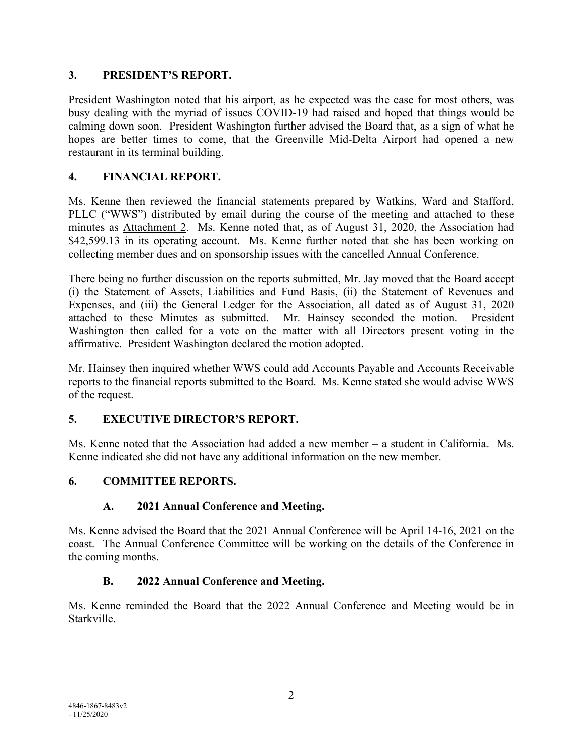## 3. PRESIDENT'S REPORT.

President Washington noted that his airport, as he expected was the case for most others, was busy dealing with the myriad of issues COVID-19 had raised and hoped that things would be calming down soon. President Washington further advised the Board that, as a sign of what he hopes are better times to come, that the Greenville Mid-Delta Airport had opened a new restaurant in its terminal building.

## 4. FINANCIAL REPORT.

Ms. Kenne then reviewed the financial statements prepared by Watkins, Ward and Stafford, PLLC ("WWS") distributed by email during the course of the meeting and attached to these minutes as Attachment 2. Ms. Kenne noted that, as of August 31, 2020, the Association had $42,599.13 in its operating account. Ms. Kenne further noted that she has been working on collecting member dues and on sponsorship issues with the cancelled Annual Conference.

There being no further discussion on the reports submitted, Mr. Jay moved that the Board accept (i) the Statement of Assets, Liabilities and Fund Basis, (ii) the Statement of Revenues and Expenses, and (iii) the General Ledger for the Association, all dated as of August 31, 2020 attached to these Minutes as submitted. Mr. Hainsey seconded the motion. President Washington then called for a vote on the matter with all Directors present voting in the affirmative. President Washington declared the motion adopted.

Mr. Hainsey then inquired whether WWS could add Accounts Payable and Accounts Receivable reports to the financial reports submitted to the Board. Ms. Kenne stated she would advise WWS of the request.

## 5. EXECUTIVE DIRECTOR'S REPORT.

Ms. Kenne noted that the Association had added a new member – a student in California. Ms. Kenne indicated she did not have any additional information on the new member.

## 6. COMMITTEE REPORTS.

### A. 2021 Annual Conference and Meeting.

Ms. Kenne advised the Board that the 2021 Annual Conference will be April 14-16, 2021 on the coast. The Annual Conference Committee will be working on the details of the Conference in the coming months.

### B. 2022 Annual Conference and Meeting.

Ms. Kenne reminded the Board that the 2022 Annual Conference and Meeting would be in Starkville.

4846-1867-8483v2
- 11/25/2020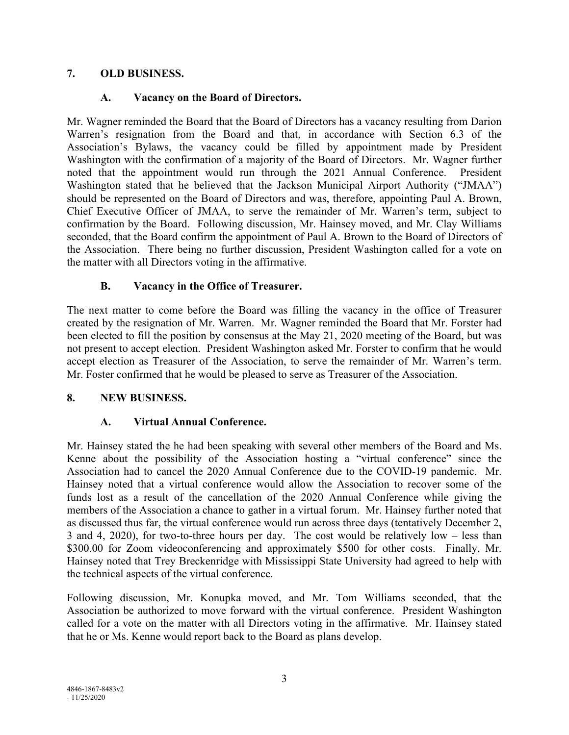## 7. OLD BUSINESS.

### A. Vacancy on the Board of Directors.

Mr. Wagner reminded the Board that the Board of Directors has a vacancy resulting from Darion Warren's resignation from the Board and that, in accordance with Section 6.3 of the Association's Bylaws, the vacancy could be filled by appointment made by President Washington with the confirmation of a majority of the Board of Directors. Mr. Wagner further noted that the appointment would run through the 2021 Annual Conference. President Washington stated that he believed that the Jackson Municipal Airport Authority ("JMAA") should be represented on the Board of Directors and was, therefore, appointing Paul A. Brown, Chief Executive Officer of JMAA, to serve the remainder of Mr. Warren's term, subject to confirmation by the Board. Following discussion, Mr. Hainsey moved, and Mr. Clay Williams seconded, that the Board confirm the appointment of Paul A. Brown to the Board of Directors of the Association. There being no further discussion, President Washington called for a vote on the matter with all Directors voting in the affirmative.

### B. Vacancy in the Office of Treasurer.

The next matter to come before the Board was filling the vacancy in the office of Treasurer created by the resignation of Mr. Warren. Mr. Wagner reminded the Board that Mr. Forster had been elected to fill the position by consensus at the May 21, 2020 meeting of the Board, but was not present to accept election. President Washington asked Mr. Forster to confirm that he would accept election as Treasurer of the Association, to serve the remainder of Mr. Warren's term. Mr. Foster confirmed that he would be pleased to serve as Treasurer of the Association.

## 8. NEW BUSINESS.

### A. Virtual Annual Conference.

Mr. Hainsey stated the he had been speaking with several other members of the Board and Ms. Kenne about the possibility of the Association hosting a "virtual conference" since the Association had to cancel the 2020 Annual Conference due to the COVID-19 pandemic. Mr. Hainsey noted that a virtual conference would allow the Association to recover some of the funds lost as a result of the cancellation of the 2020 Annual Conference while giving the members of the Association a chance to gather in a virtual forum. Mr. Hainsey further noted that as discussed thus far, the virtual conference would run across three days (tentatively December 2, 3 and 4, 2020), for two-to-three hours per day. The cost would be relatively low – less than $300.00 for Zoom videoconferencing and approximately $500 for other costs. Finally, Mr. Hainsey noted that Trey Breckenridge with Mississippi State University had agreed to help with the technical aspects of the virtual conference.

Following discussion, Mr. Konupka moved, and Mr. Tom Williams seconded, that the Association be authorized to move forward with the virtual conference. President Washington called for a vote on the matter with all Directors voting in the affirmative. Mr. Hainsey stated that he or Ms. Kenne would report back to the Board as plans develop.

4846-1867-8483v2
- 11/25/2020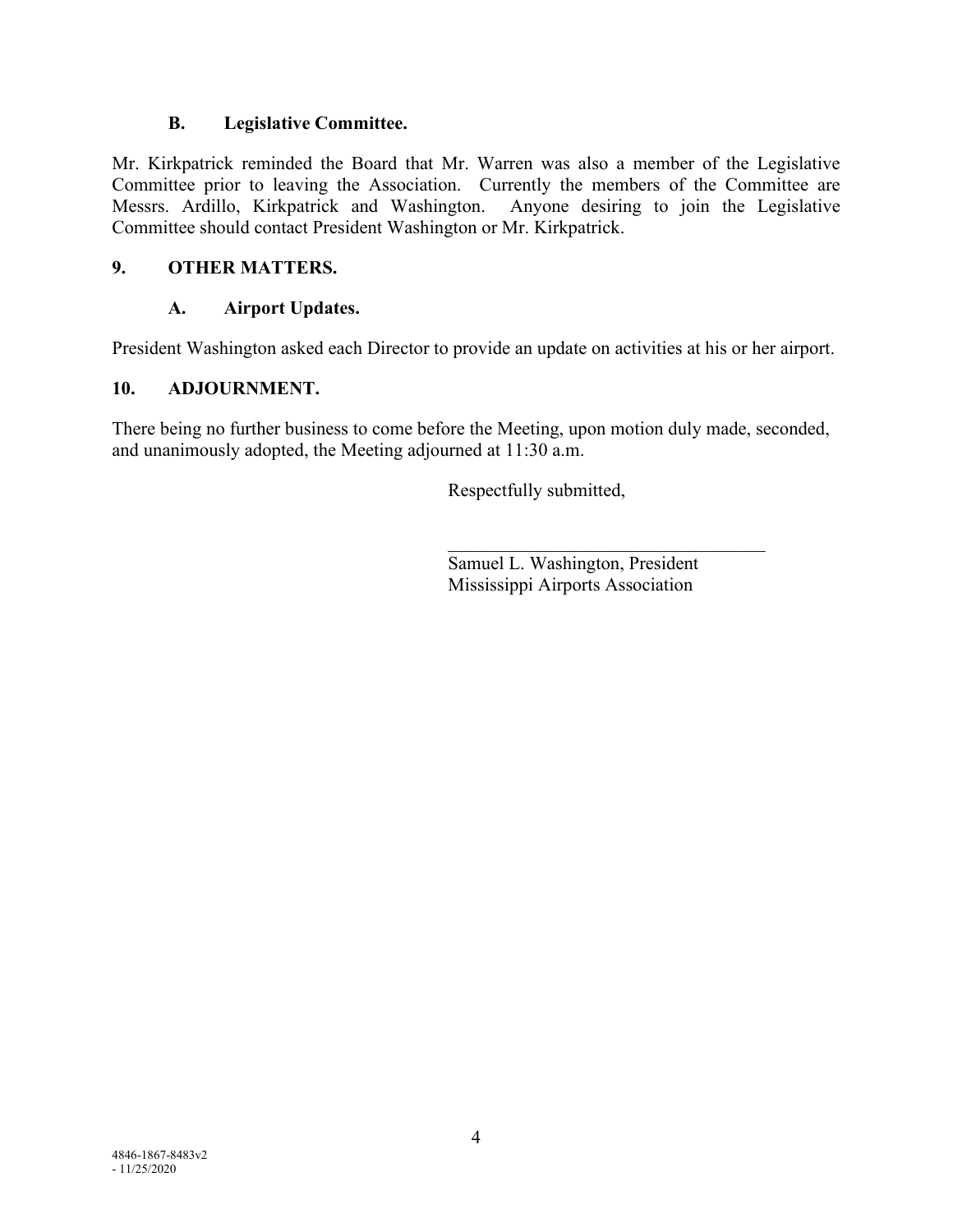### B. Legislative Committee.

Mr. Kirkpatrick reminded the Board that Mr. Warren was also a member of the Legislative Committee prior to leaving the Association. Currently the members of the Committee are Messrs. Ardillo, Kirkpatrick and Washington. Anyone desiring to join the Legislative Committee should contact President Washington or Mr. Kirkpatrick.

## 9. OTHER MATTERS.

### A. Airport Updates.

President Washington asked each Director to provide an update on activities at his or her airport.

## 10. ADJOURNMENT.

There being no further business to come before the Meeting, upon motion duly made, seconded, and unanimously adopted, the Meeting adjourned at 11:30 a.m.

Respectfully submitted,

\_\_\_\_\_\_\_\_\_\_\_\_\_\_\_\_\_\_\_\_\_\_\_\_\_\_\_\_\_\_\_\_\_\_\_

Samuel L. Washington, President
Mississippi Airports Association

4846-1867-8483v2
- 11/25/2020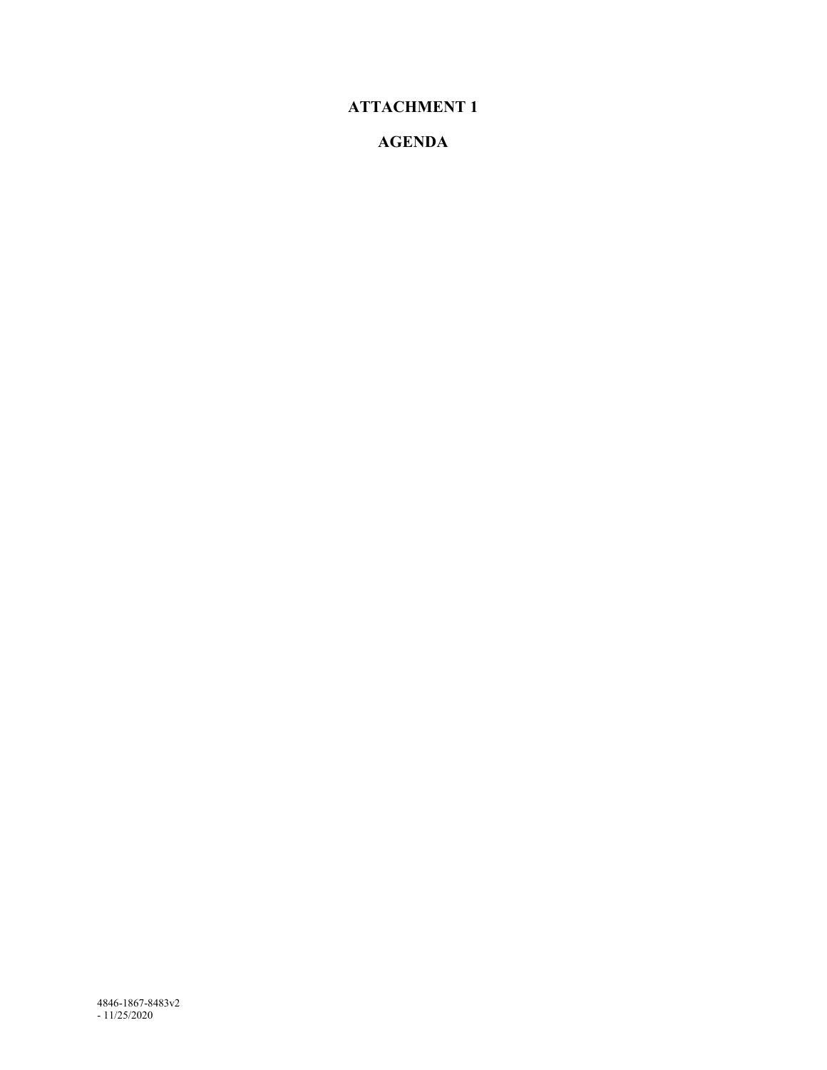# ATTACHMENT 1

# AGENDA

4846-1867-8483v2
- 11/25/2020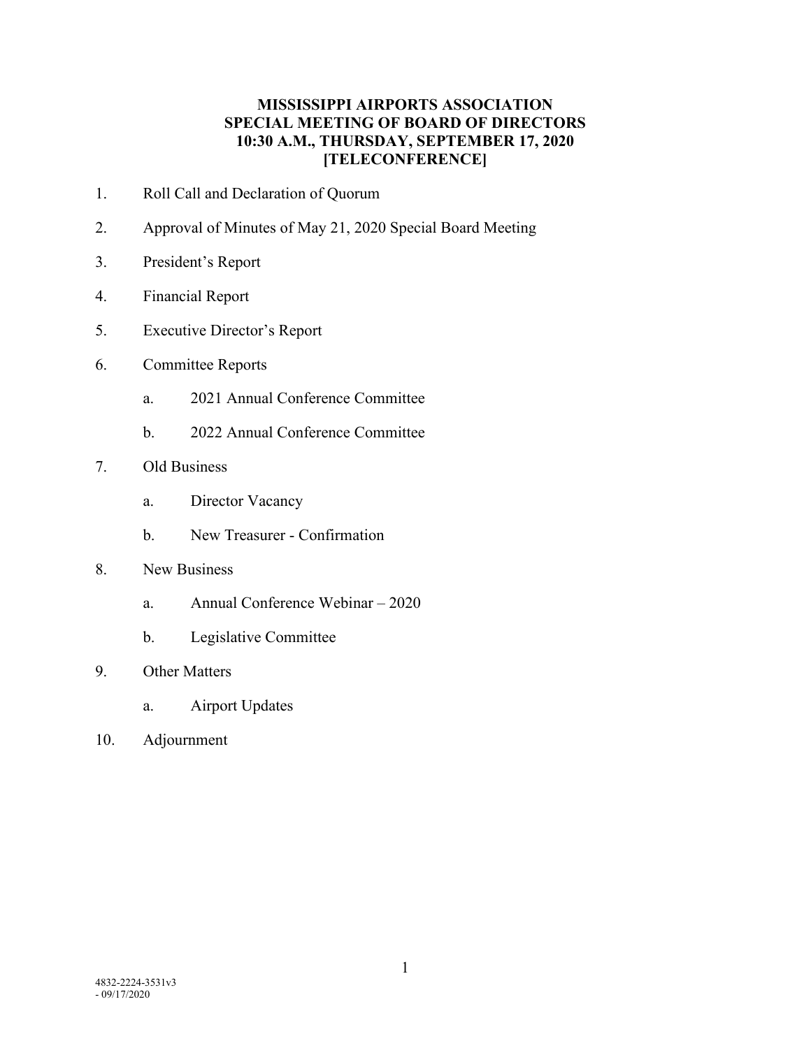**MISSISSIPPI AIRPORTS ASSOCIATION**
**SPECIAL MEETING OF BOARD OF DIRECTORS**
**10:30 A.M., THURSDAY, SEPTEMBER 17, 2020**
**[TELECONFERENCE]**

1. Roll Call and Declaration of Quorum
2. Approval of Minutes of May 21, 2020 Special Board Meeting
3. President's Report
4. Financial Report
5. Executive Director's Report
6. Committee Reports
    a. 2021 Annual Conference Committee
    b. 2022 Annual Conference Committee
7. Old Business
    a. Director Vacancy
    b. New Treasurer - Confirmation
8. New Business
    a. Annual Conference Webinar – 2020
    b. Legislative Committee
9. Other Matters
    a. Airport Updates
10. Adjournment

4832-2224-3531v3
- 09/17/2020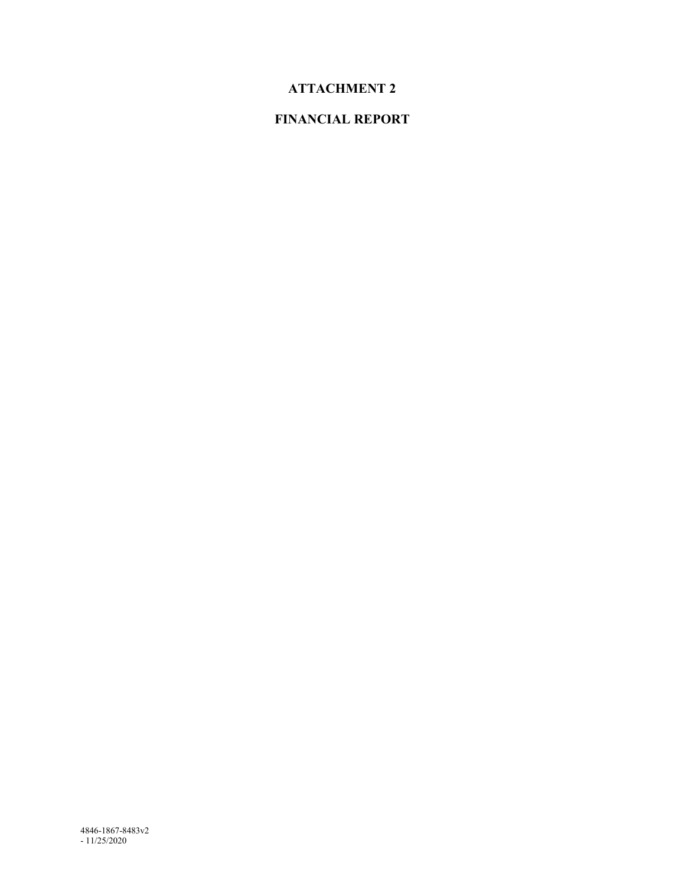# ATTACHMENT 2

# FINANCIAL REPORT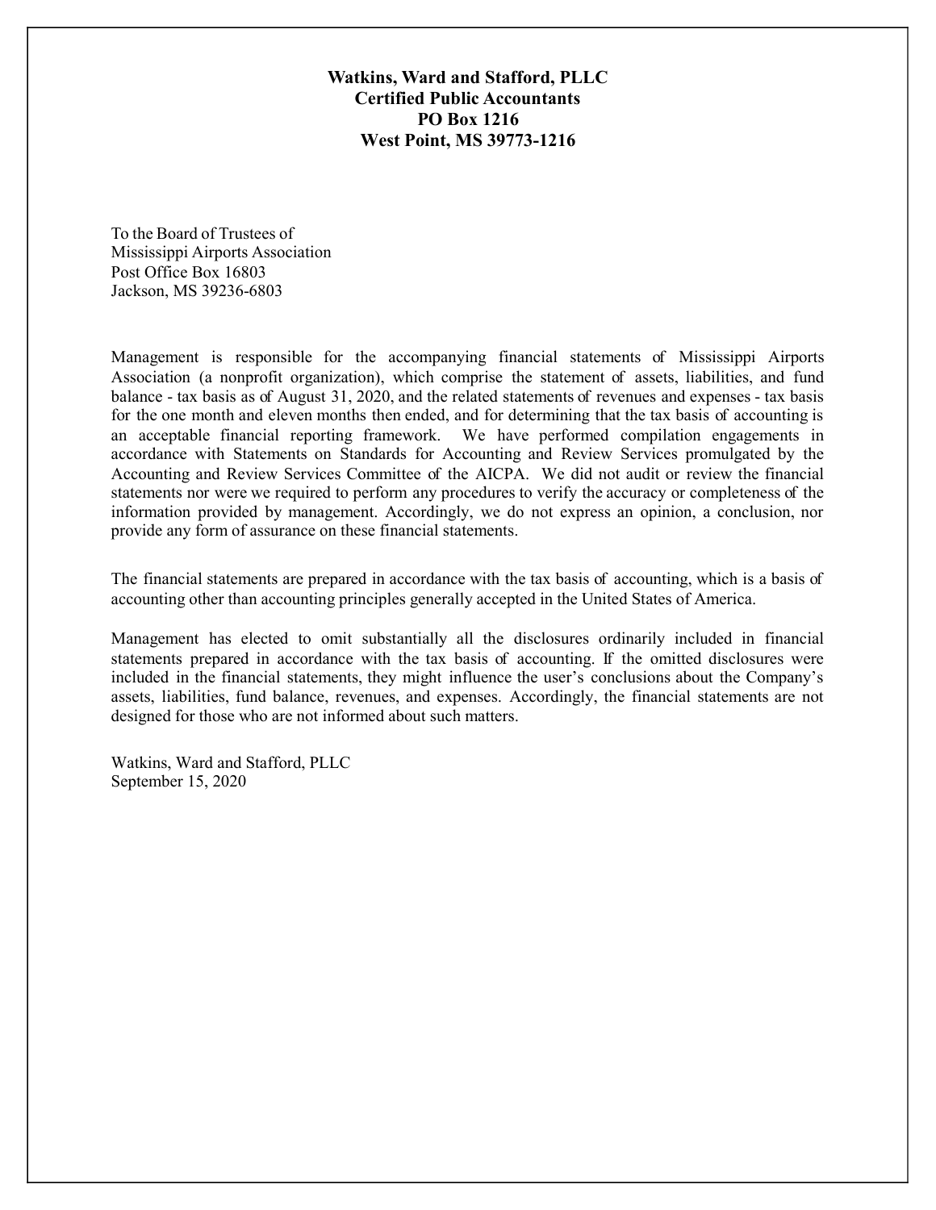**Watkins, Ward and Stafford, PLLC**
**Certified Public Accountants**
**PO Box 1216**
**West Point, MS 39773-1216**

To the Board of Trustees of
Mississippi Airports Association
Post Office Box 16803
Jackson, MS 39236-6803

Management is responsible for the accompanying financial statements of Mississippi Airports Association (a nonprofit organization), which comprise the statement of assets, liabilities, and fund balance - tax basis as of August 31, 2020, and the related statements of revenues and expenses - tax basis for the one month and eleven months then ended, and for determining that the tax basis of accounting is an acceptable financial reporting framework. We have performed compilation engagements in accordance with Statements on Standards for Accounting and Review Services promulgated by the Accounting and Review Services Committee of the AICPA. We did not audit or review the financial statements nor were we required to perform any procedures to verify the accuracy or completeness of the information provided by management. Accordingly, we do not express an opinion, a conclusion, nor provide any form of assurance on these financial statements.

The financial statements are prepared in accordance with the tax basis of accounting, which is a basis of accounting other than accounting principles generally accepted in the United States of America.

Management has elected to omit substantially all the disclosures ordinarily included in financial statements prepared in accordance with the tax basis of accounting. If the omitted disclosures were included in the financial statements, they might influence the user's conclusions about the Company's assets, liabilities, fund balance, revenues, and expenses. Accordingly, the financial statements are not designed for those who are not informed about such matters.

Watkins, Ward and Stafford, PLLC
September 15, 2020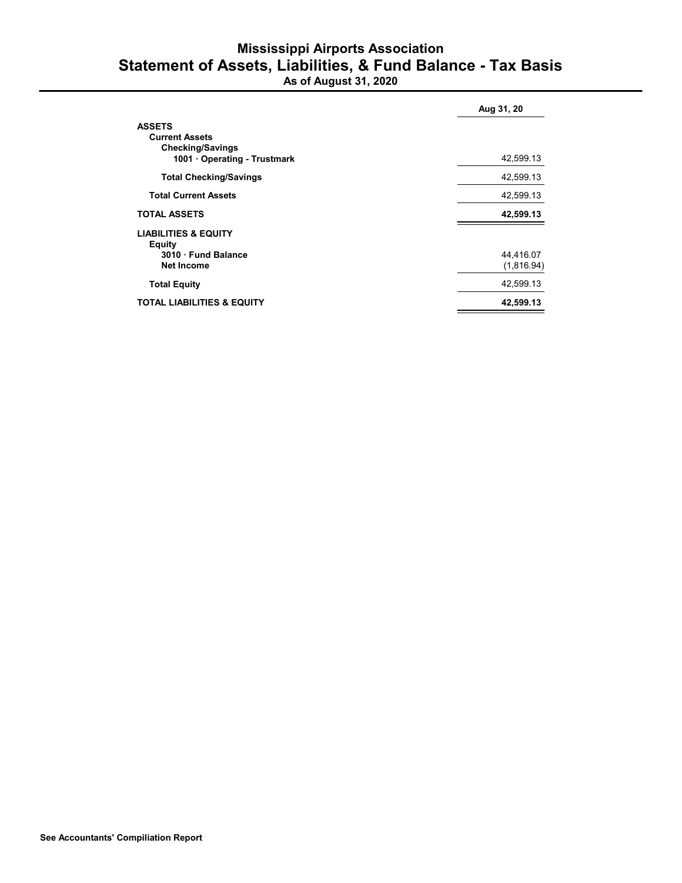# Mississippi Airports Association
## Statement of Assets, Liabilities, & Fund Balance - Tax Basis
### As of August 31, 2020

| | Aug 31, 20 |
|---|---|
| **ASSETS** | |
| **Current Assets** | |
| **Checking/Savings** | |
| **1001 · Operating - Trustmark** | 42,599.13 |
| **Total Checking/Savings** | 42,599.13 |
| **Total Current Assets** | 42,599.13 |
| **TOTAL ASSETS** | **42,599.13** |
| **LIABILITIES & EQUITY** | |
| **Equity** | |
| **3010 · Fund Balance** | 44,416.07 |
| **Net Income** | (1,816.94) |
| **Total Equity** | 42,599.13 |
| **TOTAL LIABILITIES & EQUITY** | **42,599.13** |

**See Accountants' Compilation Report**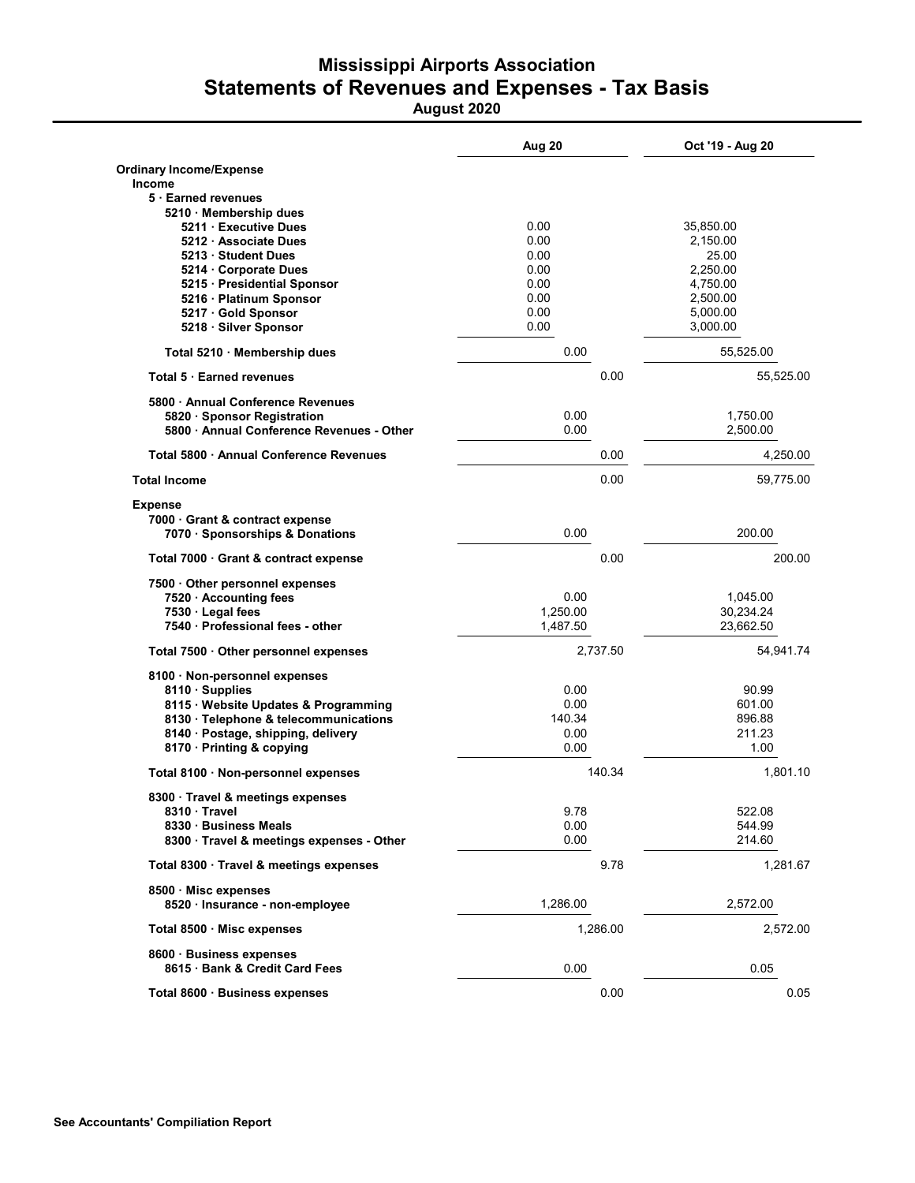# Mississippi Airports Association
## Statements of Revenues and Expenses - Tax Basis
### August 2020

| | Aug 20 | Oct '19 - Aug 20 |
|---|---|---|
| **Ordinary Income/Expense** | | |
| **Income** | | |
| **5 · Earned revenues** | | |
| **5210 · Membership dues** | | |
| **5211 · Executive Dues** | 0.00 | 35,850.00 |
| **5212 · Associate Dues** | 0.00 | 2,150.00 |
| **5213 · Student Dues** | 0.00 | 25.00 |
| **5214 · Corporate Dues** | 0.00 | 2,250.00 |
| **5215 · Presidential Sponsor** | 0.00 | 4,750.00 |
| **5216 · Platinum Sponsor** | 0.00 | 2,500.00 |
| **5217 · Gold Sponsor** | 0.00 | 5,000.00 |
| **5218 · Silver Sponsor** | 0.00 | 3,000.00 |
| **Total 5210 · Membership dues** | 0.00 | 55,525.00 |
| **Total 5 · Earned revenues** | 0.00 | 55,525.00 |
| **5800 · Annual Conference Revenues** | | |
| **5820 · Sponsor Registration** | 0.00 | 1,750.00 |
| **5800 · Annual Conference Revenues - Other** | 0.00 | 2,500.00 |
| **Total 5800 · Annual Conference Revenues** | 0.00 | 4,250.00 |
| **Total Income** | 0.00 | 59,775.00 |
| **Expense** | | |
| **7000 · Grant & contract expense** | | |
| **7070 · Sponsorships & Donations** | 0.00 | 200.00 |
| **Total 7000 · Grant & contract expense** | 0.00 | 200.00 |
| **7500 · Other personnel expenses** | | |
| **7520 · Accounting fees** | 0.00 | 1,045.00 |
| **7530 · Legal fees** | 1,250.00 | 30,234.24 |
| **7540 · Professional fees - other** | 1,487.50 | 23,662.50 |
| **Total 7500 · Other personnel expenses** | 2,737.50 | 54,941.74 |
| **8100 · Non-personnel expenses** | | |
| **8110 · Supplies** | 0.00 | 90.99 |
| **8115 · Website Updates & Programming** | 0.00 | 601.00 |
| **8130 · Telephone & telecommunications** | 140.34 | 896.88 |
| **8140 · Postage, shipping, delivery** | 0.00 | 211.23 |
| **8170 · Printing & copying** | 0.00 | 1.00 |
| **Total 8100 · Non-personnel expenses** | 140.34 | 1,801.10 |
| **8300 · Travel & meetings expenses** | | |
| **8310 · Travel** | 9.78 | 522.08 |
| **8330 · Business Meals** | 0.00 | 544.99 |
| **8300 · Travel & meetings expenses - Other** | 0.00 | 214.60 |
| **Total 8300 · Travel & meetings expenses** | 9.78 | 1,281.67 |
| **8500 · Misc expenses** | | |
| **8520 · Insurance - non-employee** | 1,286.00 | 2,572.00 |
| **Total 8500 · Misc expenses** | 1,286.00 | 2,572.00 |
| **8600 · Business expenses** | | |
| **8615 · Bank & Credit Card Fees** | 0.00 | 0.05 |
| **Total 8600 · Business expenses** | 0.00 | 0.05 |

**See Accountants' Compilation Report**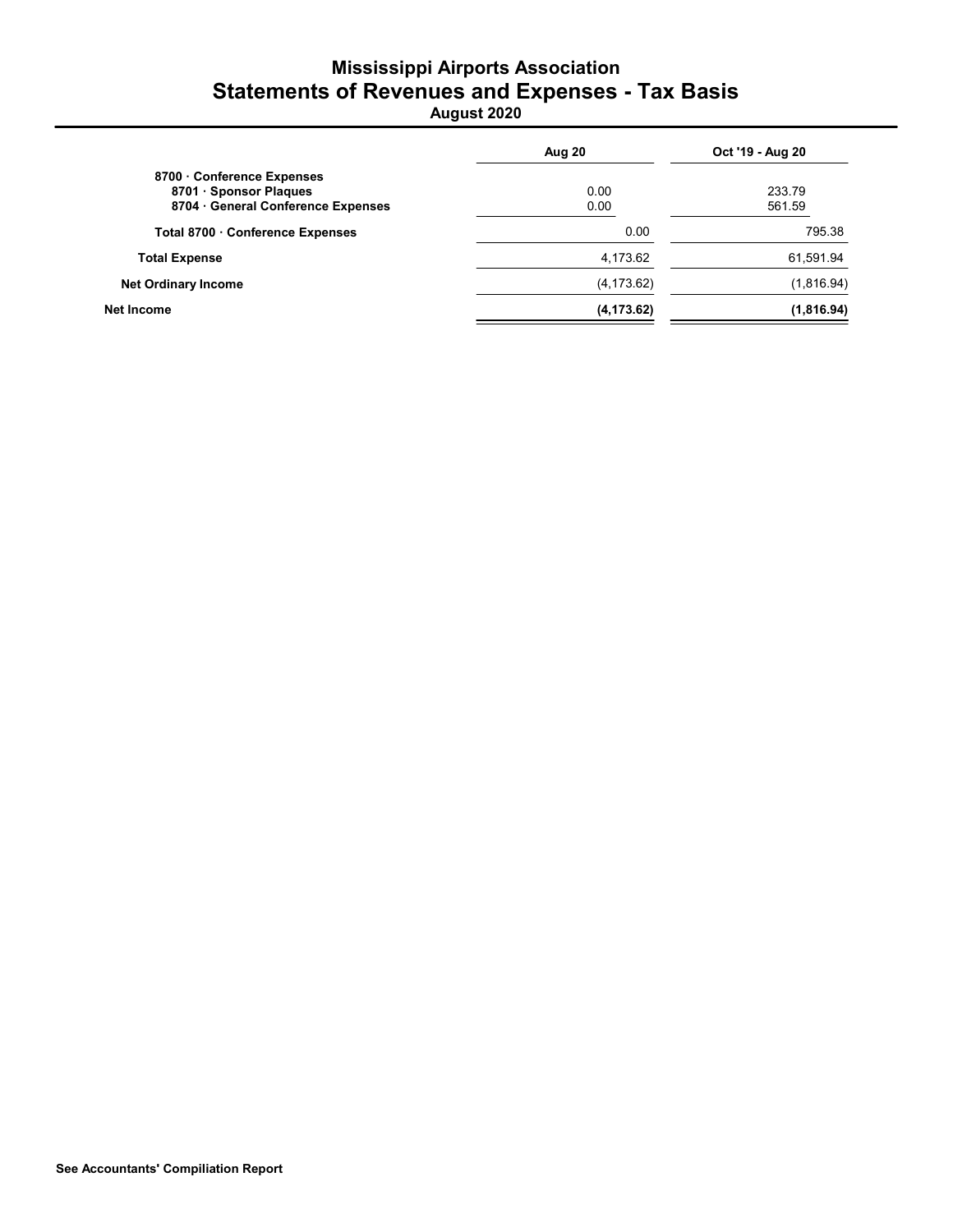# Mississippi Airports Association
## Statements of Revenues and Expenses - Tax Basis
### August 2020

| | Aug 20 | Oct '19 - Aug 20 |
|---|---|---|
| 8700 · Conference Expenses | | |
| 8701 · Sponsor Plaques | 0.00 | 233.79 |
| 8704 · General Conference Expenses | 0.00 | 561.59 |
| **Total 8700 · Conference Expenses** | 0.00 | 795.38 |
| **Total Expense** | 4,173.62 | 61,591.94 |
| **Net Ordinary Income** | (4,173.62) | (1,816.94) |
| **Net Income** | **(4,173.62)** | **(1,816.94)** |

**See Accountants' Compilation Report**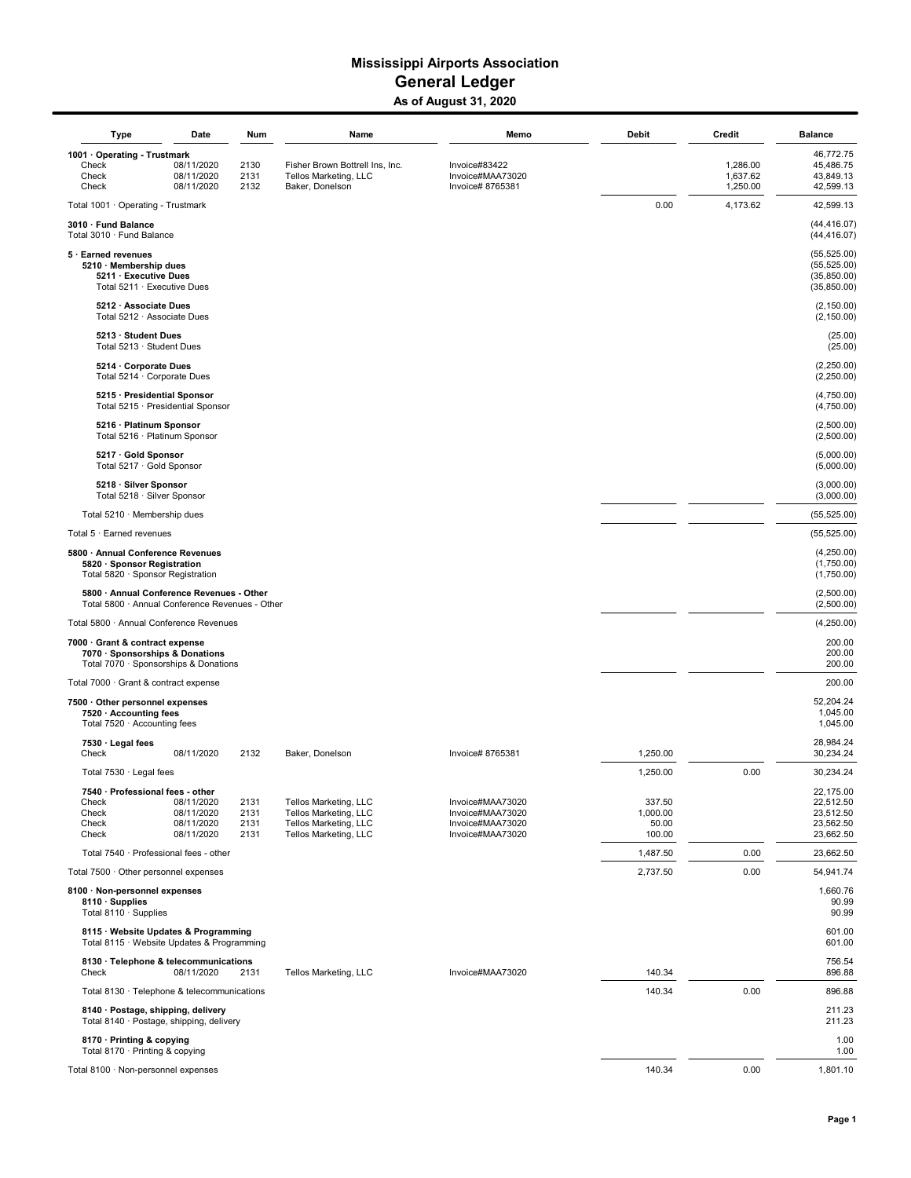# Mississippi Airports Association

## General Ledger

### As of August 31, 2020

| Type | Date | Num | Name | Memo | Debit | Credit | Balance |
|---|---|---|---|---|---|---|---|
| **1001 · Operating - Trustmark** | | | | | | | 46,772.75 |
| Check | 08/11/2020 | 2130 | Fisher Brown Bottrell Ins, Inc. | Invoice#83422 | | 1,286.00 | 45,486.75 |
| Check | 08/11/2020 | 2131 | Tellos Marketing, LLC | Invoice#MAA73020 | | 1,637.62 | 43,849.13 |
| Check | 08/11/2020 | 2132 | Baker, Donelson | Invoice# 8765381 | | 1,250.00 | 42,599.13 |
| Total 1001 · Operating - Trustmark | | | | | 0.00 | 4,173.62 | 42,599.13 |
| **3010 · Fund Balance** | | | | | | | (44,416.07) |
| Total 3010 · Fund Balance | | | | | | | (44,416.07) |
| **5 · Earned revenues** | | | | | | | (55,525.00) |
| **5210 · Membership dues** | | | | | | | (55,525.00) |
| **5211 · Executive Dues** | | | | | | | (35,850.00) |
| Total 5211 · Executive Dues | | | | | | | (35,850.00) |
| **5212 · Associate Dues** | | | | | | | (2,150.00) |
| Total 5212 · Associate Dues | | | | | | | (2,150.00) |
| **5213 · Student Dues** | | | | | | | (25.00) |
| Total 5213 · Student Dues | | | | | | | (25.00) |
| **5214 · Corporate Dues** | | | | | | | (2,250.00) |
| Total 5214 · Corporate Dues | | | | | | | (2,250.00) |
| **5215 · Presidential Sponsor** | | | | | | | (4,750.00) |
| Total 5215 · Presidential Sponsor | | | | | | | (4,750.00) |
| **5216 · Platinum Sponsor** | | | | | | | (2,500.00) |
| Total 5216 · Platinum Sponsor | | | | | | | (2,500.00) |
| **5217 · Gold Sponsor** | | | | | | | (5,000.00) |
| Total 5217 · Gold Sponsor | | | | | | | (5,000.00) |
| **5218 · Silver Sponsor** | | | | | | | (3,000.00) |
| Total 5218 · Silver Sponsor | | | | | | | (3,000.00) |
| Total 5210 · Membership dues | | | | | | | (55,525.00) |
| Total 5 · Earned revenues | | | | | | | (55,525.00) |
| **5800 · Annual Conference Revenues** | | | | | | | (4,250.00) |
| **5820 · Sponsor Registration** | | | | | | | (1,750.00) |
| Total 5820 · Sponsor Registration | | | | | | | (1,750.00) |
| **5800 · Annual Conference Revenues - Other** | | | | | | | (2,500.00) |
| Total 5800 · Annual Conference Revenues - Other | | | | | | | (2,500.00) |
| Total 5800 · Annual Conference Revenues | | | | | | | (4,250.00) |
| **7000 · Grant & contract expense** | | | | | | | 200.00 |
| **7070 · Sponsorships & Donations** | | | | | | | 200.00 |
| Total 7070 · Sponsorships & Donations | | | | | | | 200.00 |
| Total 7000 · Grant & contract expense | | | | | | | 200.00 |
| **7500 · Other personnel expenses** | | | | | | | 52,204.24 |
| **7520 · Accounting fees** | | | | | | | 1,045.00 |
| Total 7520 · Accounting fees | | | | | | | 1,045.00 |
| **7530 · Legal fees** | | | | | | | 28,984.24 |
| Check | 08/11/2020 | 2132 | Baker, Donelson | Invoice# 8765381 | 1,250.00 | | 30,234.24 |
| Total 7530 · Legal fees | | | | | 1,250.00 | 0.00 | 30,234.24 |
| **7540 · Professional fees - other** | | | | | | | 22,175.00 |
| Check | 08/11/2020 | 2131 | Tellos Marketing, LLC | Invoice#MAA73020 | 337.50 | | 22,512.50 |
| Check | 08/11/2020 | 2131 | Tellos Marketing, LLC | Invoice#MAA73020 | 1,000.00 | | 23,512.50 |
| Check | 08/11/2020 | 2131 | Tellos Marketing, LLC | Invoice#MAA73020 | 50.00 | | 23,562.50 |
| Check | 08/11/2020 | 2131 | Tellos Marketing, LLC | Invoice#MAA73020 | 100.00 | | 23,662.50 |
| Total 7540 · Professional fees - other | | | | | 1,487.50 | 0.00 | 23,662.50 |
| Total 7500 · Other personnel expenses | | | | | 2,737.50 | 0.00 | 54,941.74 |
| **8100 · Non-personnel expenses** | | | | | | | 1,660.76 |
| **8110 · Supplies** | | | | | | | 90.99 |
| Total 8110 · Supplies | | | | | | | 90.99 |
| **8115 · Website Updates & Programming** | | | | | | | 601.00 |
| Total 8115 · Website Updates & Programming | | | | | | | 601.00 |
| **8130 · Telephone & telecommunications** | | | | | | | 756.54 |
| Check | 08/11/2020 | 2131 | Tellos Marketing, LLC | Invoice#MAA73020 | 140.34 | | 896.88 |
| Total 8130 · Telephone & telecommunications | | | | | 140.34 | 0.00 | 896.88 |
| **8140 · Postage, shipping, delivery** | | | | | | | 211.23 |
| Total 8140 · Postage, shipping, delivery | | | | | | | 211.23 |
| **8170 · Printing & copying** | | | | | | | 1.00 |
| Total 8170 · Printing & copying | | | | | | | 1.00 |
| Total 8100 · Non-personnel expenses | | | | | 140.34 | 0.00 | 1,801.10 |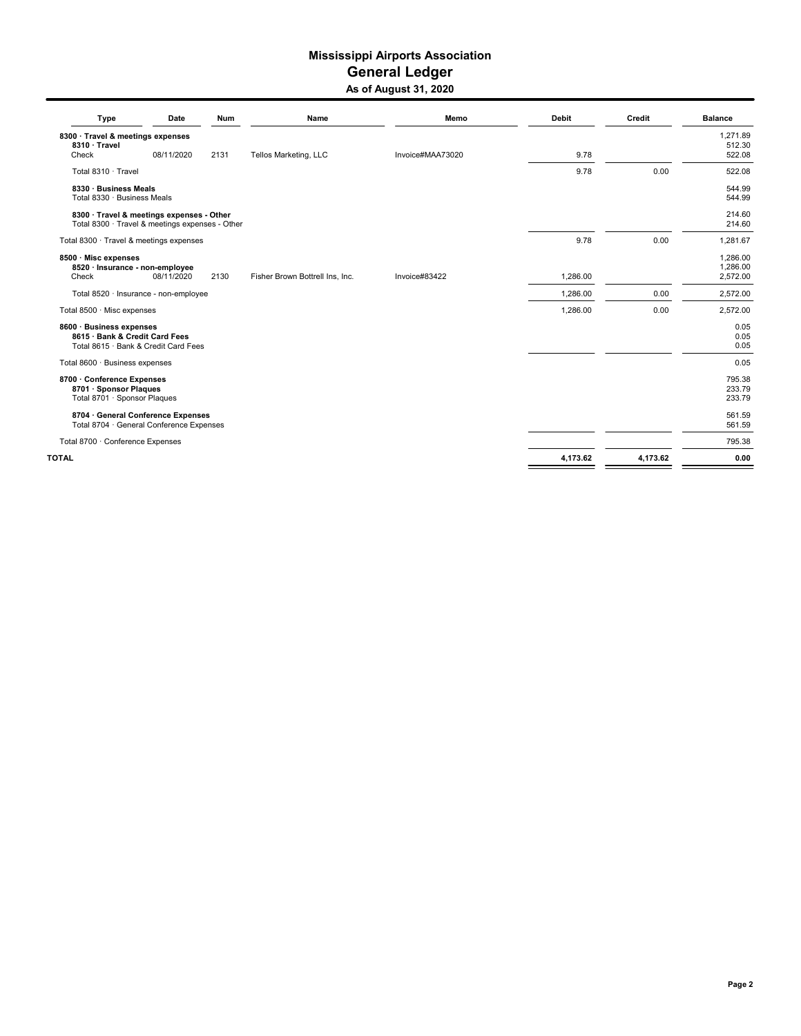# Mississippi Airports Association
## General Ledger
### As of August 31, 2020

| Type | Date | Num | Name | Memo | Debit | Credit | Balance |
|---|---|---|---|---|---|---|---|
| **8300 · Travel & meetings expenses** | | | | | | | 1,271.89 |
| **8310 · Travel** | | | | | | | 512.30 |
| Check | 08/11/2020 | 2131 | Tellos Marketing, LLC | Invoice#MAA73020 | 9.78 | | 522.08 |
| Total 8310 · Travel | | | | | 9.78 | 0.00 | 522.08 |
| **8330 · Business Meals** | | | | | | | 544.99 |
| Total 8330 · Business Meals | | | | | | | 544.99 |
| **8300 · Travel & meetings expenses - Other** | | | | | | | 214.60 |
| Total 8300 · Travel & meetings expenses - Other | | | | | | | 214.60 |
| Total 8300 · Travel & meetings expenses | | | | | 9.78 | 0.00 | 1,281.67 |
| **8500 · Misc expenses** | | | | | | | 1,286.00 |
| **8520 · Insurance - non-employee** | | | | | | | 1,286.00 |
| Check | 08/11/2020 | 2130 | Fisher Brown Bottrell Ins, Inc. | Invoice#83422 | 1,286.00 | | 2,572.00 |
| Total 8520 · Insurance - non-employee | | | | | 1,286.00 | 0.00 | 2,572.00 |
| Total 8500 · Misc expenses | | | | | 1,286.00 | 0.00 | 2,572.00 |
| **8600 · Business expenses** | | | | | | | 0.05 |
| **8615 · Bank & Credit Card Fees** | | | | | | | 0.05 |
| Total 8615 · Bank & Credit Card Fees | | | | | | | 0.05 |
| Total 8600 · Business expenses | | | | | | | 0.05 |
| **8700 · Conference Expenses** | | | | | | | 795.38 |
| **8701 · Sponsor Plaques** | | | | | | | 233.79 |
| Total 8701 · Sponsor Plaques | | | | | | | 233.79 |
| **8704 · General Conference Expenses** | | | | | | | 561.59 |
| Total 8704 · General Conference Expenses | | | | | | | 561.59 |
| Total 8700 · Conference Expenses | | | | | | | 795.38 |
| **TOTAL** | | | | | **4,173.62** | **4,173.62** | **0.00** |